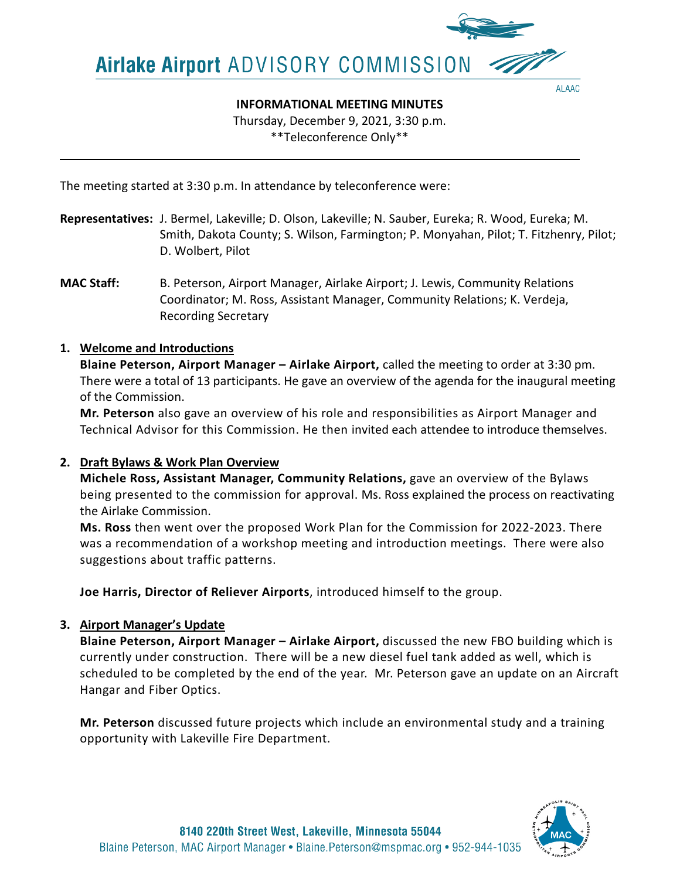Airlake Airport ADVISORY COMMISSION

ALAAC

**INFORMATIONAL MEETING MINUTES**

Thursday, December 9, 2021, 3:30 p.m.

\*\*Teleconference Only\*\*

---

The meeting started at 3:30 p.m. In attendance by teleconference were:

**Representatives:** J. Bermel, Lakeville; D. Olson, Lakeville; N. Sauber, Eureka; R. Wood, Eureka; M. Smith, Dakota County; S. Wilson, Farmington; P. Monyahan, Pilot; T. Fitzhenry, Pilot; D. Wolbert, Pilot

**MAC Staff:** B. Peterson, Airport Manager, Airlake Airport; J. Lewis, Community Relations Coordinator; M. Ross, Assistant Manager, Community Relations; K. Verdeja, Recording Secretary

1. **Welcome and Introductions**

   **Blaine Peterson, Airport Manager – Airlake Airport,** called the meeting to order at 3:30 pm. There were a total of 13 participants. He gave an overview of the agenda for the inaugural meeting of the Commission.

   **Mr. Peterson** also gave an overview of his role and responsibilities as Airport Manager and Technical Advisor for this Commission. He then invited each attendee to introduce themselves.

2. **Draft Bylaws & Work Plan Overview**

   **Michele Ross, Assistant Manager, Community Relations,** gave an overview of the Bylaws being presented to the commission for approval. Ms. Ross explained the process on reactivating the Airlake Commission.

   **Ms. Ross** then went over the proposed Work Plan for the Commission for 2022-2023. There was a recommendation of a workshop meeting and introduction meetings. There were also suggestions about traffic patterns.

   **Joe Harris, Director of Reliever Airports**, introduced himself to the group.

3. **Airport Manager's Update**

   **Blaine Peterson, Airport Manager – Airlake Airport,** discussed the new FBO building which is currently under construction. There will be a new diesel fuel tank added as well, which is scheduled to be completed by the end of the year. Mr. Peterson gave an update on an Aircraft Hangar and Fiber Optics.

   **Mr. Peterson** discussed future projects which include an environmental study and a training opportunity with Lakeville Fire Department.

8140 220th Street West, Lakeville, Minnesota 55044

Blaine Peterson, MAC Airport Manager • Blaine.Peterson@mspmac.org • 952-944-1035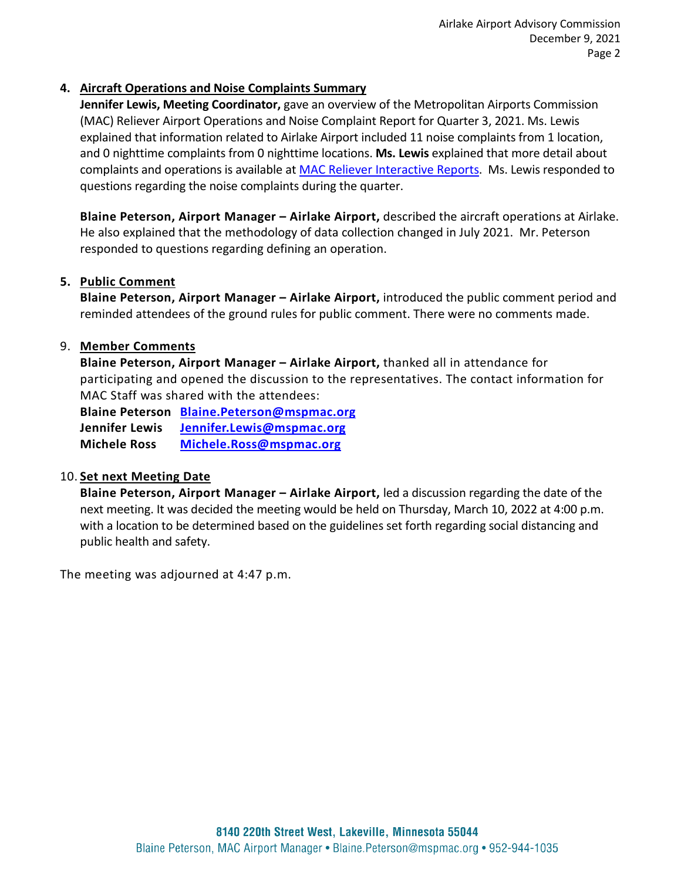4. **Aircraft Operations and Noise Complaints Summary**
   **Jennifer Lewis, Meeting Coordinator,** gave an overview of the Metropolitan Airports Commission (MAC) Reliever Airport Operations and Noise Complaint Report for Quarter 3, 2021. Ms. Lewis explained that information related to Airlake Airport included 11 noise complaints from 1 location, and 0 nighttime complaints from 0 nighttime locations. **Ms. Lewis** explained that more detail about complaints and operations is available at MAC Reliever Interactive Reports. Ms. Lewis responded to questions regarding the noise complaints during the quarter.

   **Blaine Peterson, Airport Manager – Airlake Airport,** described the aircraft operations at Airlake. He also explained that the methodology of data collection changed in July 2021. Mr. Peterson responded to questions regarding defining an operation.

5. **Public Comment**
   **Blaine Peterson, Airport Manager – Airlake Airport,** introduced the public comment period and reminded attendees of the ground rules for public comment. There were no comments made.

9. **Member Comments**
   **Blaine Peterson, Airport Manager – Airlake Airport,** thanked all in attendance for participating and opened the discussion to the representatives. The contact information for MAC Staff was shared with the attendees:
   **Blaine Peterson** **Blaine.Peterson@mspmac.org**
   **Jennifer Lewis** **Jennifer.Lewis@mspmac.org**
   **Michele Ross** **Michele.Ross@mspmac.org**

10. **Set next Meeting Date**
    **Blaine Peterson, Airport Manager – Airlake Airport,** led a discussion regarding the date of the next meeting. It was decided the meeting would be held on Thursday, March 10, 2022 at 4:00 p.m. with a location to be determined based on the guidelines set forth regarding social distancing and public health and safety.

The meeting was adjourned at 4:47 p.m.